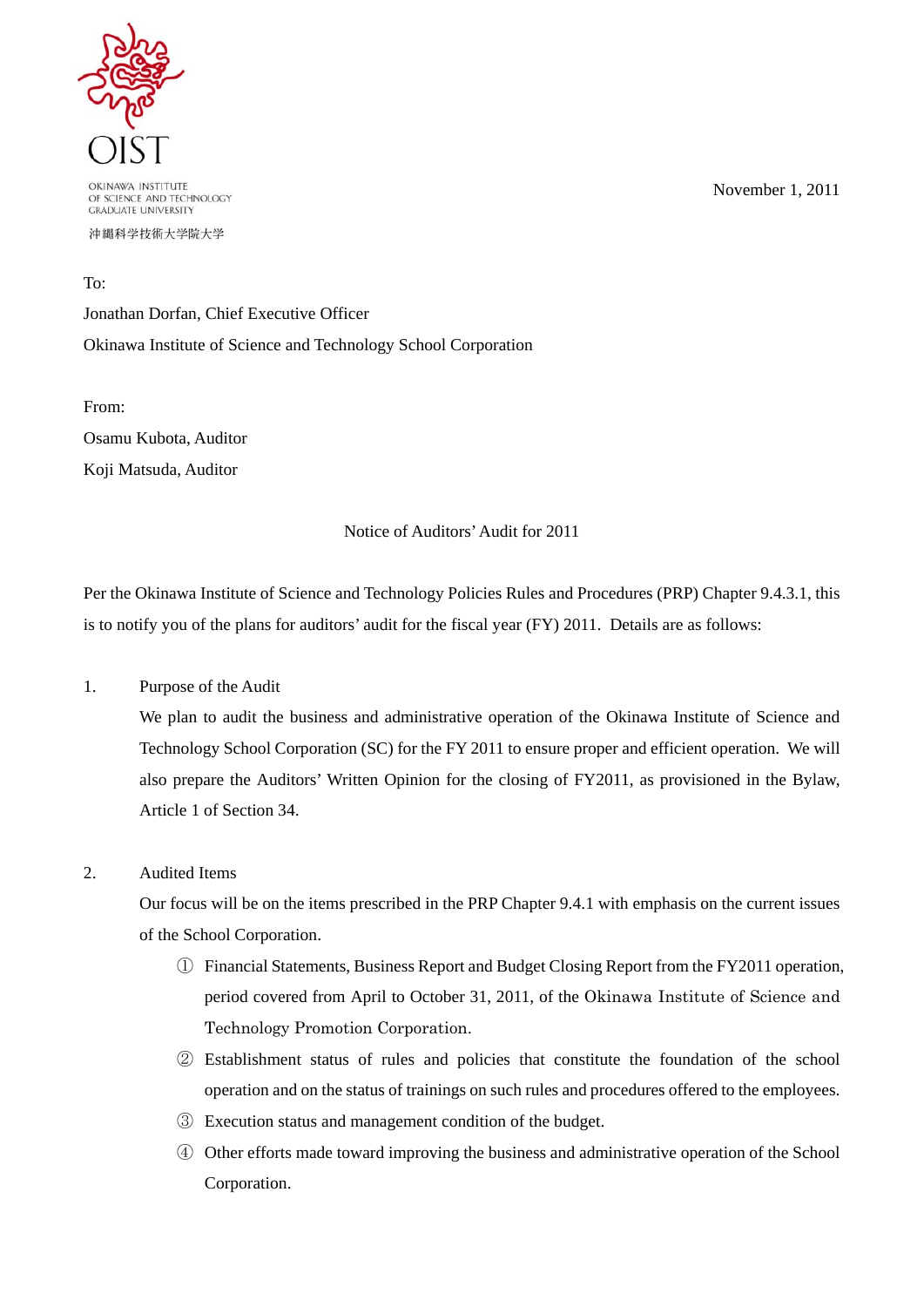OIST

OKINAWA INSTITUTE
OF SCIENCE AND TECHNOLOGY
GRADUATE UNIVERSITY

沖縄科学技術大学院大学

November 1, 2011

To:

Jonathan Dorfan, Chief Executive Officer

Okinawa Institute of Science and Technology School Corporation

From:

Osamu Kubota, Auditor

Koji Matsuda, Auditor

Notice of Auditors' Audit for 2011

Per the Okinawa Institute of Science and Technology Policies Rules and Procedures (PRP) Chapter 9.4.3.1, this is to notify you of the plans for auditors' audit for the fiscal year (FY) 2011. Details are as follows:

1. Purpose of the Audit

   We plan to audit the business and administrative operation of the Okinawa Institute of Science and Technology School Corporation (SC) for the FY 2011 to ensure proper and efficient operation. We will also prepare the Auditors' Written Opinion for the closing of FY2011, as provisioned in the Bylaw, Article 1 of Section 34.

2. Audited Items

   Our focus will be on the items prescribed in the PRP Chapter 9.4.1 with emphasis on the current issues of the School Corporation.

   ① Financial Statements, Business Report and Budget Closing Report from the FY2011 operation, period covered from April to October 31, 2011, of the Okinawa Institute of Science and Technology Promotion Corporation.

   ② Establishment status of rules and policies that constitute the foundation of the school operation and on the status of trainings on such rules and procedures offered to the employees.

   ③ Execution status and management condition of the budget.

   ④ Other efforts made toward improving the business and administrative operation of the School Corporation.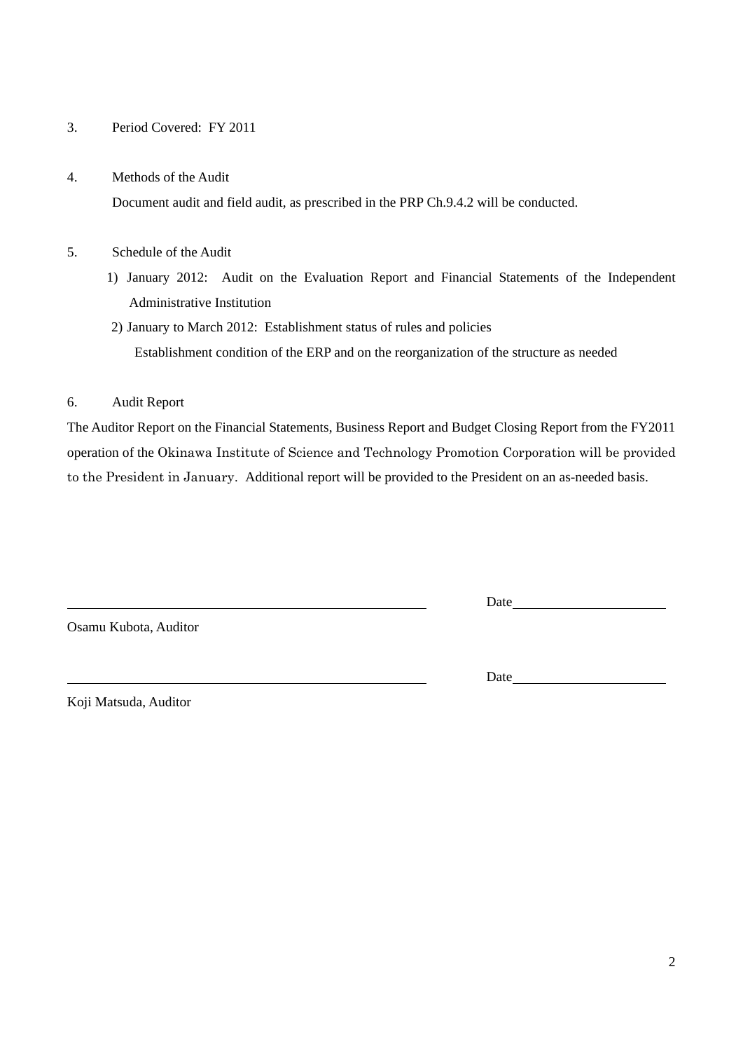3. Period Covered: FY 2011

4. Methods of the Audit

   Document audit and field audit, as prescribed in the PRP Ch.9.4.2 will be conducted.

5. Schedule of the Audit

   1) January 2012: Audit on the Evaluation Report and Financial Statements of the Independent Administrative Institution

   2) January to March 2012: Establishment status of rules and policies

      Establishment condition of the ERP and on the reorganization of the structure as needed

6. Audit Report

The Auditor Report on the Financial Statements, Business Report and Budget Closing Report from the FY2011 operation of the Okinawa Institute of Science and Technology Promotion Corporation will be provided to the President in January. Additional report will be provided to the President on an as-needed basis.

\_\_\_\_\_\_\_\_\_\_\_\_\_\_\_\_\_\_\_\_\_\_\_\_\_\_\_\_\_\_\_\_\_\_\_\_\_\_\_\_ Date\_\_\_\_\_\_\_\_\_\_\_\_\_\_\_\_\_\_\_\_

Osamu Kubota, Auditor

\_\_\_\_\_\_\_\_\_\_\_\_\_\_\_\_\_\_\_\_\_\_\_\_\_\_\_\_\_\_\_\_\_\_\_\_\_\_\_\_ Date\_\_\_\_\_\_\_\_\_\_\_\_\_\_\_\_\_\_\_\_

Koji Matsuda, Auditor